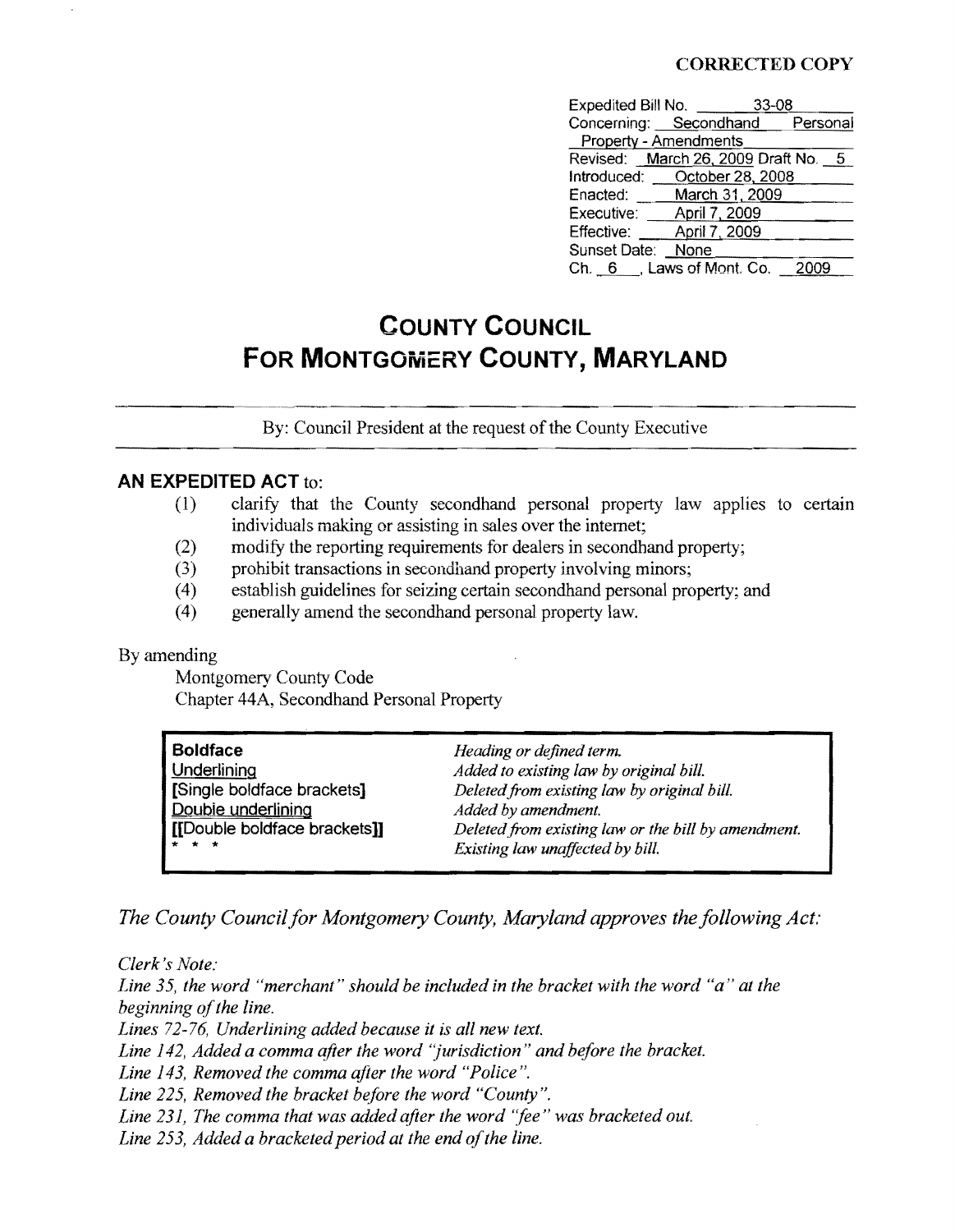**CORRECTED COPY**

Expedited Bill No. 33-08
Concerning: Secondhand Personal Property - Amendments
Revised: March 26, 2009 Draft No. 5
Introduced: October 28, 2008
Enacted: March 31, 2009
Executive: April 7, 2009
Effective: April 7, 2009
Sunset Date: None
Ch. 6 , Laws of Mont. Co. 2009

# COUNTY COUNCIL FOR MONTGOMERY COUNTY, MARYLAND

By: Council President at the request of the County Executive

## AN EXPEDITED ACT to:

(1) clarify that the County secondhand personal property law applies to certain individuals making or assisting in sales over the internet;
(2) modify the reporting requirements for dealers in secondhand property;
(3) prohibit transactions in secondhand property involving minors;
(4) establish guidelines for seizing certain secondhand personal property; and
(4) generally amend the secondhand personal property law.

By amending
Montgomery County Code
Chapter 44A, Secondhand Personal Property

| | |
|---|---|
| **Boldface** | *Heading or defined term.* |
| Underlining | *Added to existing law by original bill.* |
| **[Single boldface brackets]** | *Deleted from existing law by original bill.* |
| Double underlining | *Added by amendment.* |
| **[[Double boldface brackets]]** | *Deleted from existing law or the bill by amendment.* |
| * * * | *Existing law unaffected by bill.* |

*The County Council for Montgomery County, Maryland approves the following Act:*

*Clerk's Note:*
*Line 35, the word "merchant" should be included in the bracket with the word "a" at the beginning of the line.*
*Lines 72-76, Underlining added because it is all new text.*
*Line 142, Added a comma after the word "jurisdiction" and before the bracket.*
*Line 143, Removed the comma after the word "Police".*
*Line 225, Removed the bracket before the word "County".*
*Line 231, The comma that was added after the word "fee" was bracketed out.*
*Line 253, Added a bracketed period at the end of the line.*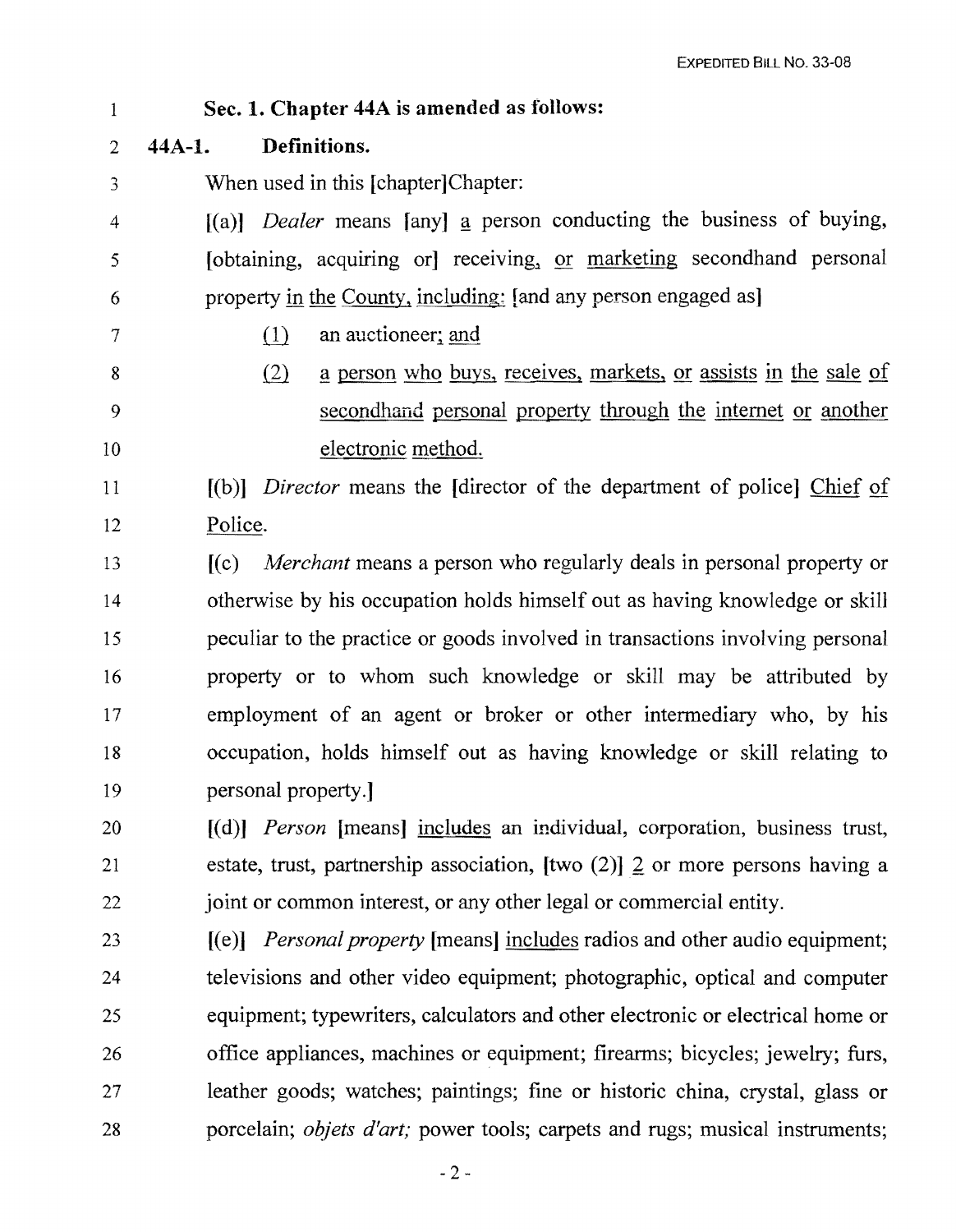**Sec. 1. Chapter 44A is amended as follows:**

**44A-1. Definitions.**

When used in this [chapter]Chapter:

[(a)] *Dealer* means [any] a person conducting the business of buying, [obtaining, acquiring or] receiving, or marketing secondhand personal property in the County, including: [and any person engaged as]

(1) an auctioneer; and

(2) a person who buys, receives, markets, or assists in the sale of secondhand personal property through the internet or another electronic method.

[(b)] *Director* means the [director of the department of police] Chief of Police.

[(c) *Merchant* means a person who regularly deals in personal property or otherwise by his occupation holds himself out as having knowledge or skill peculiar to the practice or goods involved in transactions involving personal property or to whom such knowledge or skill may be attributed by employment of an agent or broker or other intermediary who, by his occupation, holds himself out as having knowledge or skill relating to personal property.]

[(d)] *Person* [means] includes an individual, corporation, business trust, estate, trust, partnership association, [two (2)] 2 or more persons having a joint or common interest, or any other legal or commercial entity.

[(e)] *Personal property* [means] includes radios and other audio equipment; televisions and other video equipment; photographic, optical and computer equipment; typewriters, calculators and other electronic or electrical home or office appliances, machines or equipment; firearms; bicycles; jewelry; furs, leather goods; watches; paintings; fine or historic china, crystal, glass or porcelain; *objets d'art;* power tools; carpets and rugs; musical instruments;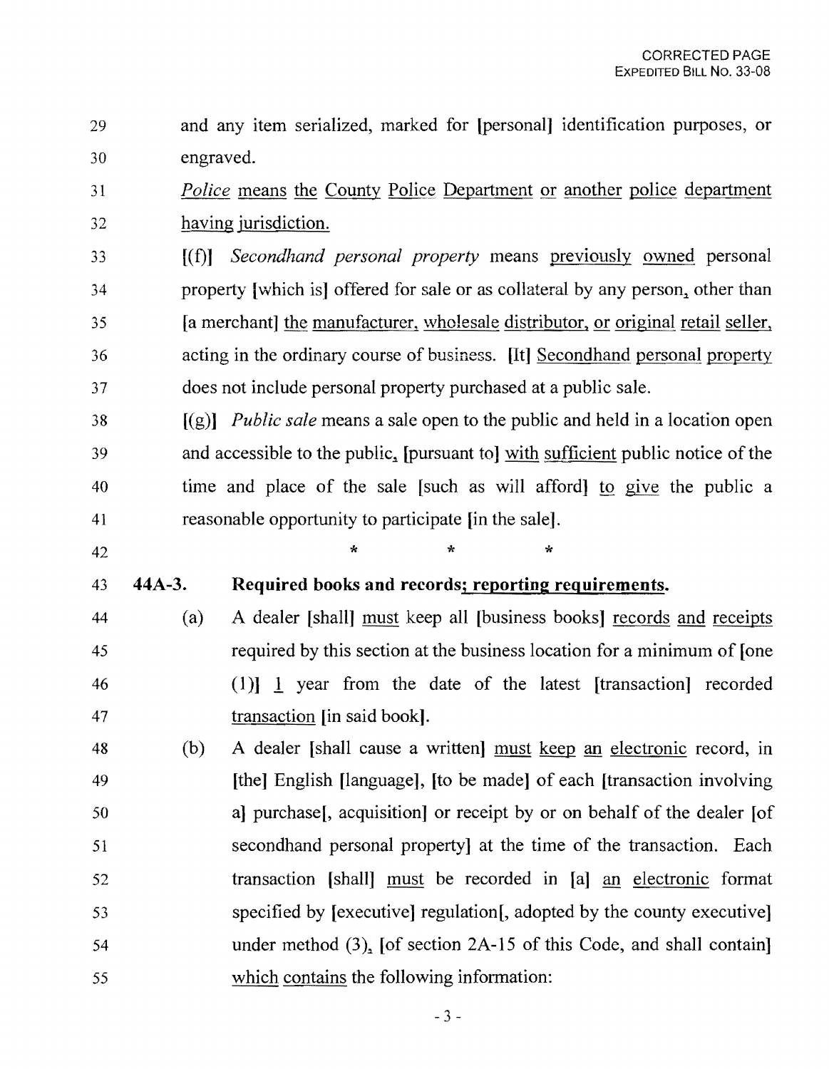and any item serialized, marked for [personal] identification purposes, or engraved.

*Police* means the County Police Department or another police department having jurisdiction.

[(f)] *Secondhand personal property* means previously owned personal property [which is] offered for sale or as collateral by any person, other than [a merchant] the manufacturer, wholesale distributor, or original retail seller, acting in the ordinary course of business. [It] Secondhand personal property does not include personal property purchased at a public sale.

[(g)] *Public sale* means a sale open to the public and held in a location open and accessible to the public, [pursuant to] with sufficient public notice of the time and place of the sale [such as will afford] to give the public a reasonable opportunity to participate [in the sale].

\* \* \*

**44A-3. Required books and records; reporting requirements.**

(a) A dealer [shall] must keep all [business books] records and receipts required by this section at the business location for a minimum of [one (1)] 1 year from the date of the latest [transaction] recorded transaction [in said book].

(b) A dealer [shall cause a written] must keep an electronic record, in [the] English [language], [to be made] of each [transaction involving a] purchase[, acquisition] or receipt by or on behalf of the dealer [of secondhand personal property] at the time of the transaction. Each transaction [shall] must be recorded in [a] an electronic format specified by [executive] regulation[, adopted by the county executive] under method (3), [of section 2A-15 of this Code, and shall contain] which contains the following information: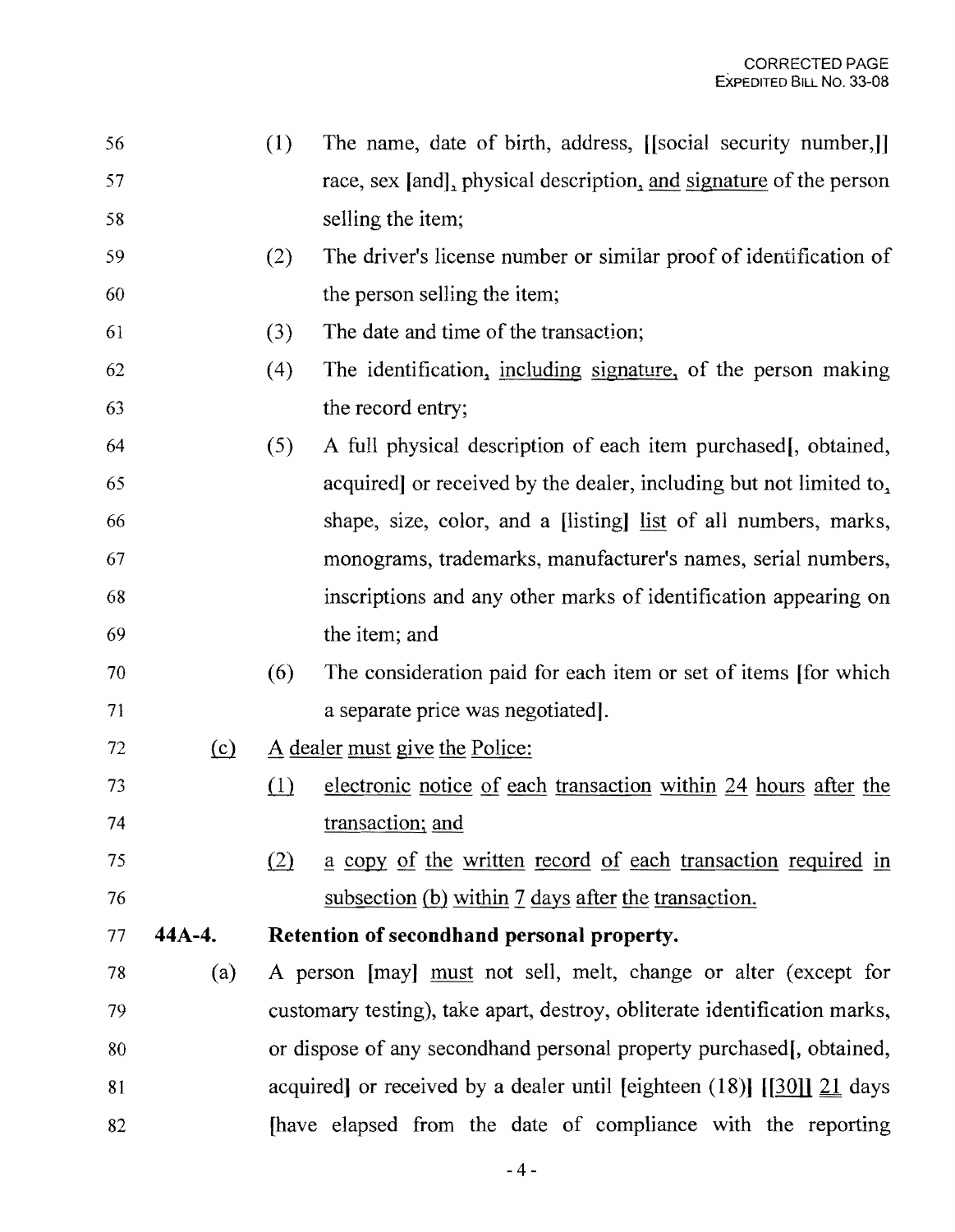(1) The name, date of birth, address, [[social security number,]] race, sex [and], physical description, and signature of the person selling the item;

(2) The driver's license number or similar proof of identification of the person selling the item;

(3) The date and time of the transaction;

(4) The identification, including signature, of the person making the record entry;

(5) A full physical description of each item purchased[, obtained, acquired] or received by the dealer, including but not limited to, shape, size, color, and a [listing] list of all numbers, marks, monograms, trademarks, manufacturer's names, serial numbers, inscriptions and any other marks of identification appearing on the item; and

(6) The consideration paid for each item or set of items [for which a separate price was negotiated].

(c) A dealer must give the Police:

(1) electronic notice of each transaction within 24 hours after the transaction; and

(2) a copy of the written record of each transaction required in subsection (b) within 7 days after the transaction.

**44A-4. Retention of secondhand personal property.**

(a) A person [may] must not sell, melt, change or alter (except for customary testing), take apart, destroy, obliterate identification marks, or dispose of any secondhand personal property purchased[, obtained, acquired] or received by a dealer until [eighteen (18)] [[30]] 21 days [have elapsed from the date of compliance with the reporting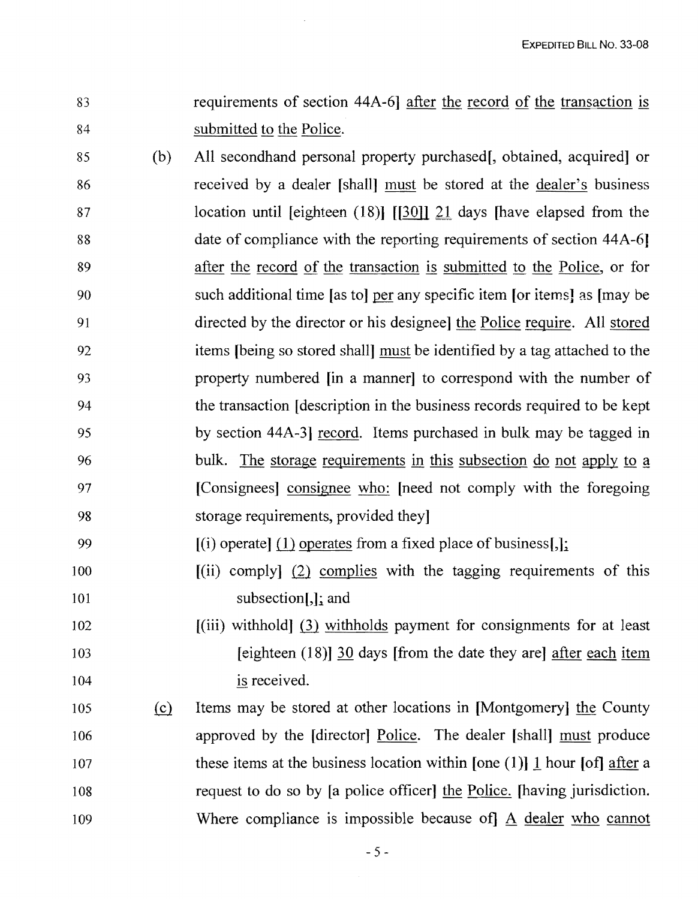requirements of section 44A-6] after the record of the transaction is submitted to the Police.

(b) All secondhand personal property purchased[, obtained, acquired] or received by a dealer [shall] must be stored at the dealer's business location until [eighteen (18)] [[30]] 21 days [have elapsed from the date of compliance with the reporting requirements of section 44A-6] after the record of the transaction is submitted to the Police, or for such additional time [as to] per any specific item [or items] as [may be directed by the director or his designee] the Police require. All stored items [being so stored shall] must be identified by a tag attached to the property numbered [in a manner] to correspond with the number of the transaction [description in the business records required to be kept by section 44A-3] record. Items purchased in bulk may be tagged in bulk. The storage requirements in this subsection do not apply to a [Consignees] consignee who: [need not comply with the foregoing storage requirements, provided they]

[(i) operate] (1) operates from a fixed place of business[,];

[(ii) comply] (2) complies with the tagging requirements of this subsection[,]; and

[(iii) withhold] (3) withholds payment for consignments for at least [eighteen (18)] 30 days [from the date they are] after each item is received.

(c) Items may be stored at other locations in [Montgomery] the County approved by the [director] Police. The dealer [shall] must produce these items at the business location within [one (1)] 1 hour [of] after a request to do so by [a police officer] the Police. [having jurisdiction. Where compliance is impossible because of] A dealer who cannot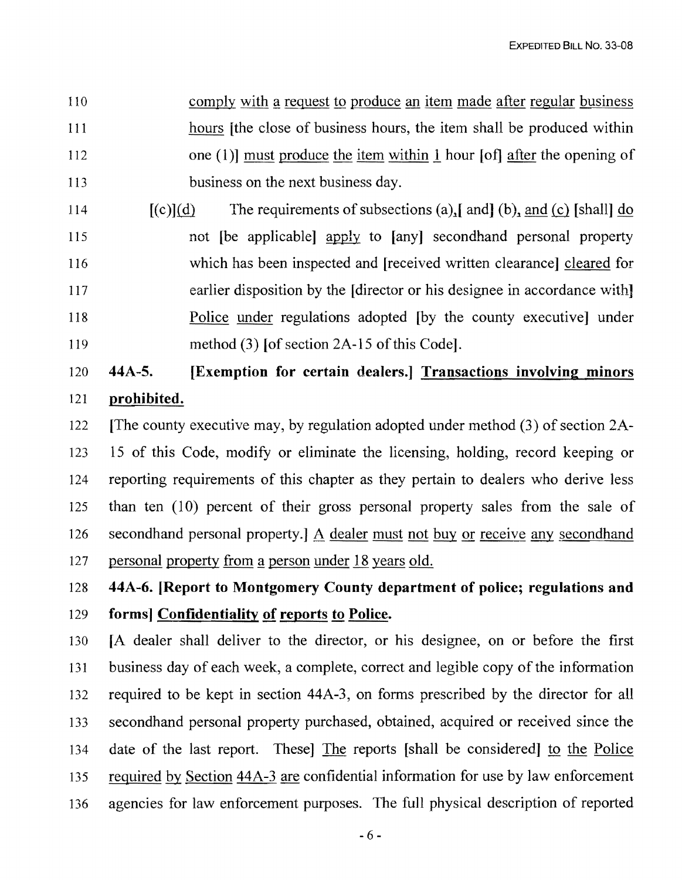110 comply with a request to produce an item made after regular business
111 hours [the close of business hours, the item shall be produced within
112 one (1)] must produce the item within 1 hour [of] after the opening of
113 business on the next business day.

114 [(c)](d) The requirements of subsections (a),[ and] (b), and (c) [shall] do
115 not [be applicable] apply to [any] secondhand personal property
116 which has been inspected and [received written clearance] cleared for
117 earlier disposition by the [director or his designee in accordance with]
118 Police under regulations adopted [by the county executive] under
119 method (3) [of section 2A-15 of this Code].

120 **44A-5. [Exemption for certain dealers.] Transactions involving minors**
121 **prohibited.**

122 [The county executive may, by regulation adopted under method (3) of section 2A-
123 15 of this Code, modify or eliminate the licensing, holding, record keeping or
124 reporting requirements of this chapter as they pertain to dealers who derive less
125 than ten (10) percent of their gross personal property sales from the sale of
126 secondhand personal property.] A dealer must not buy or receive any secondhand
127 personal property from a person under 18 years old.

128 **44A-6. [Report to Montgomery County department of police; regulations and**
129 **forms] Confidentiality of reports to Police.**

130 [A dealer shall deliver to the director, or his designee, on or before the first
131 business day of each week, a complete, correct and legible copy of the information
132 required to be kept in section 44A-3, on forms prescribed by the director for all
133 secondhand personal property purchased, obtained, acquired or received since the
134 date of the last report. These] The reports [shall be considered] to the Police
135 required by Section 44A-3 are confidential information for use by law enforcement
136 agencies for law enforcement purposes. The full physical description of reported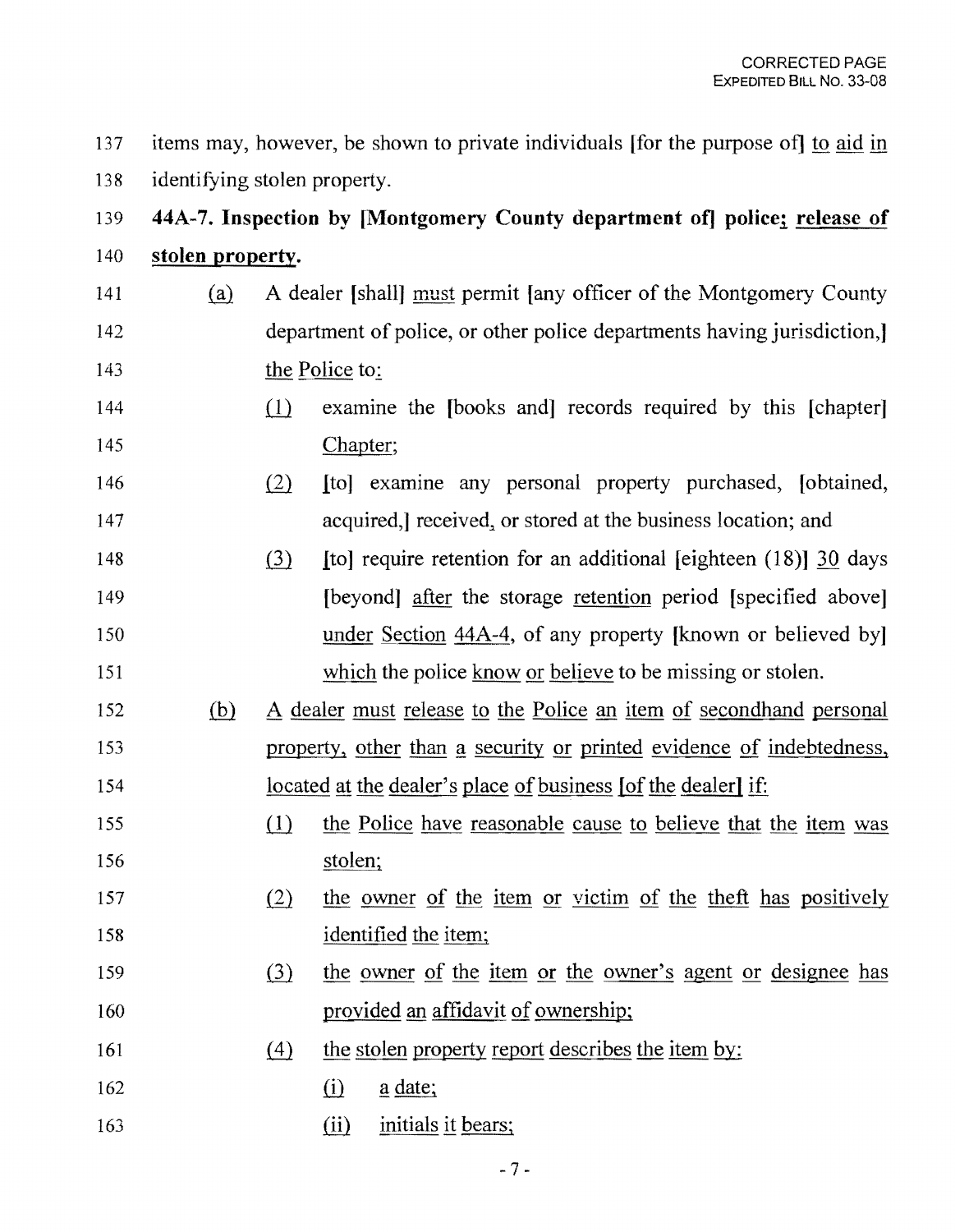items may, however, be shown to private individuals [for the purpose of] to aid in identifying stolen property.

**44A-7. Inspection by [Montgomery County department of] police; release of stolen property.**

(a) A dealer [shall] must permit [any officer of the Montgomery County department of police, or other police departments having jurisdiction,] the Police to:

(1) examine the [books and] records required by this [chapter] Chapter;

(2) [to] examine any personal property purchased, [obtained, acquired,] received, or stored at the business location; and

(3) [to] require retention for an additional [eighteen (18)] 30 days [beyond] after the storage retention period [specified above] under Section 44A-4, of any property [known or believed by] which the police know or believe to be missing or stolen.

(b) A dealer must release to the Police an item of secondhand personal property, other than a security or printed evidence of indebtedness, located at the dealer's place of business [of the dealer] if:

(1) the Police have reasonable cause to believe that the item was stolen;

(2) the owner of the item or victim of the theft has positively identified the item;

(3) the owner of the item or the owner's agent or designee has provided an affidavit of ownership;

(4) the stolen property report describes the item by:

(i) a date;

(ii) initials it bears;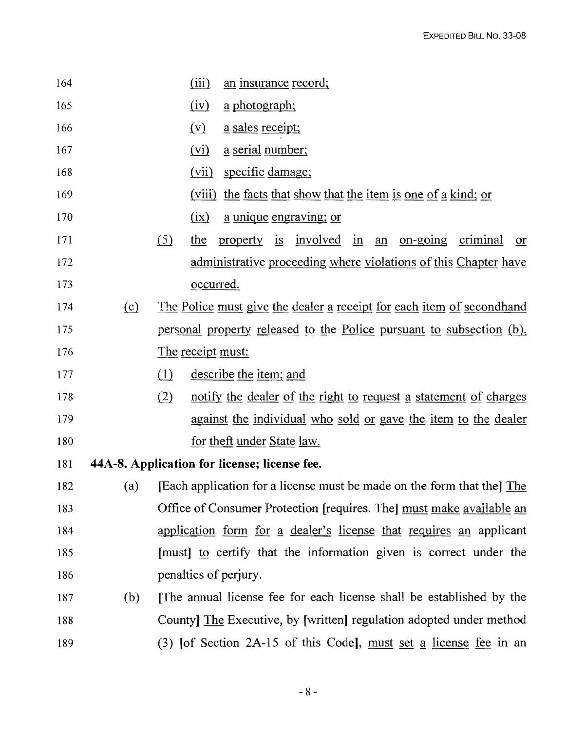164 (iii) an insurance record;

165 (iv) a photograph;

166 (v) a sales receipt;

167 (vi) a serial number;

168 (vii) specific damage;

169 (viii) the facts that show that the item is one of a kind; or

170 (ix) a unique engraving; or

171 (5) the property is involved in an on-going criminal or

172 administrative proceeding where violations of this Chapter have

173 occurred.

174 (c) The Police must give the dealer a receipt for each item of secondhand

175 personal property released to the Police pursuant to subsection (b).

176 The receipt must:

177 (1) describe the item; and

178 (2) notify the dealer of the right to request a statement of charges

179 against the individual who sold or gave the item to the dealer

180 for theft under State law.

181 **44A-8. Application for license; license fee.**

182 (a) [Each application for a license must be made on the form that the] The

183 Office of Consumer Protection [requires. The] must make available an

184 application form for a dealer's license that requires an applicant

185 [must] to certify that the information given is correct under the

186 penalties of perjury.

187 (b) [The annual license fee for each license shall be established by the

188 County] The Executive, by [written] regulation adopted under method

189 (3) [of Section 2A-15 of this Code], must set a license fee in an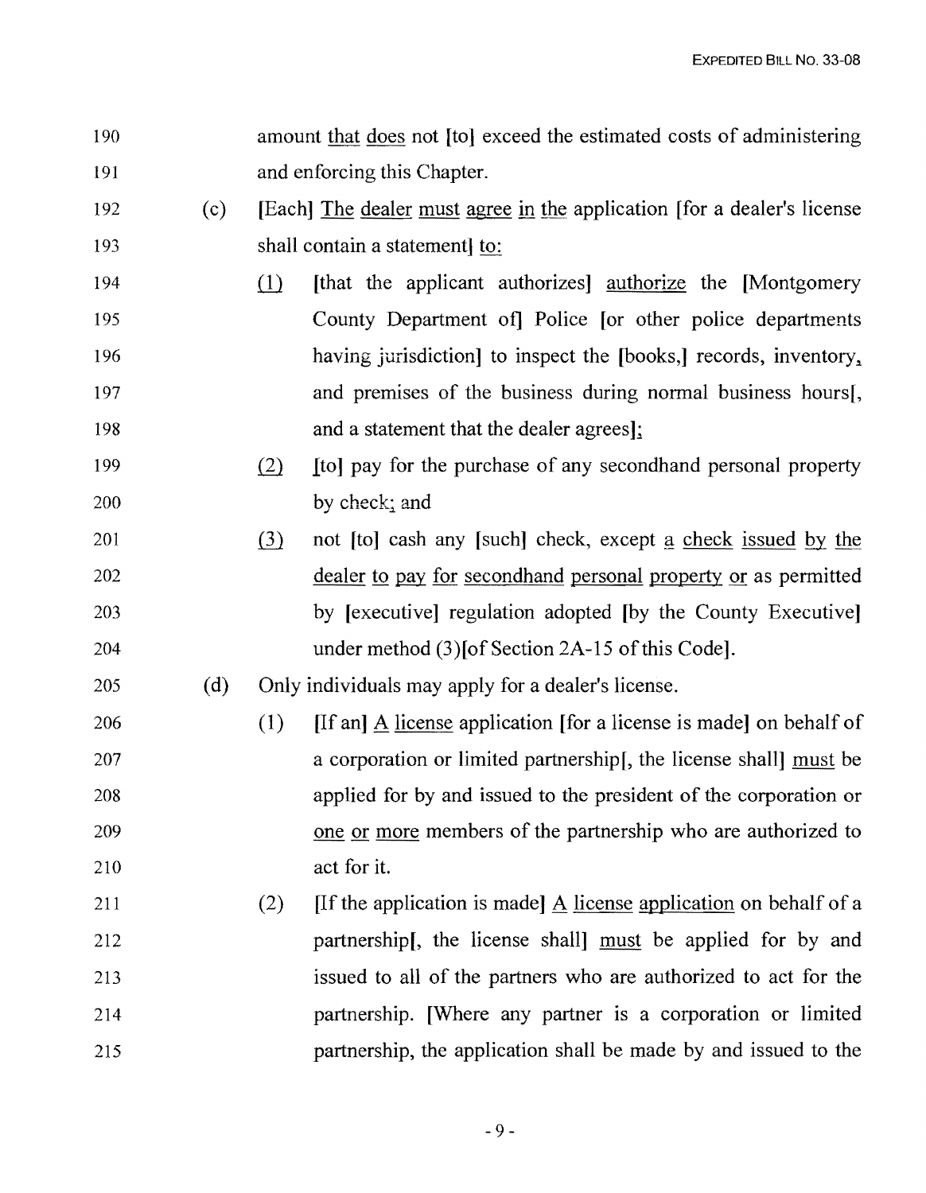190 amount that does not [to] exceed the estimated costs of administering
191 and enforcing this Chapter.

192 (c) [Each] The dealer must agree in the application [for a dealer's license
193 shall contain a statement] to:

194 (1) [that the applicant authorizes] authorize the [Montgomery
195 County Department of] Police [or other police departments
196 having jurisdiction] to inspect the [books,] records, inventory,
197 and premises of the business during normal business hours[,
198 and a statement that the dealer agrees];

199 (2) [to] pay for the purchase of any secondhand personal property
200 by check; and

201 (3) not [to] cash any [such] check, except a check issued by the
202 dealer to pay for secondhand personal property or as permitted
203 by [executive] regulation adopted [by the County Executive]
204 under method (3)[of Section 2A-15 of this Code].

205 (d) Only individuals may apply for a dealer's license.

206 (1) [If an] A license application [for a license is made] on behalf of
207 a corporation or limited partnership[, the license shall] must be
208 applied for by and issued to the president of the corporation or
209 one or more members of the partnership who are authorized to
210 act for it.

211 (2) [If the application is made] A license application on behalf of a
212 partnership[, the license shall] must be applied for by and
213 issued to all of the partners who are authorized to act for the
214 partnership. [Where any partner is a corporation or limited
215 partnership, the application shall be made by and issued to the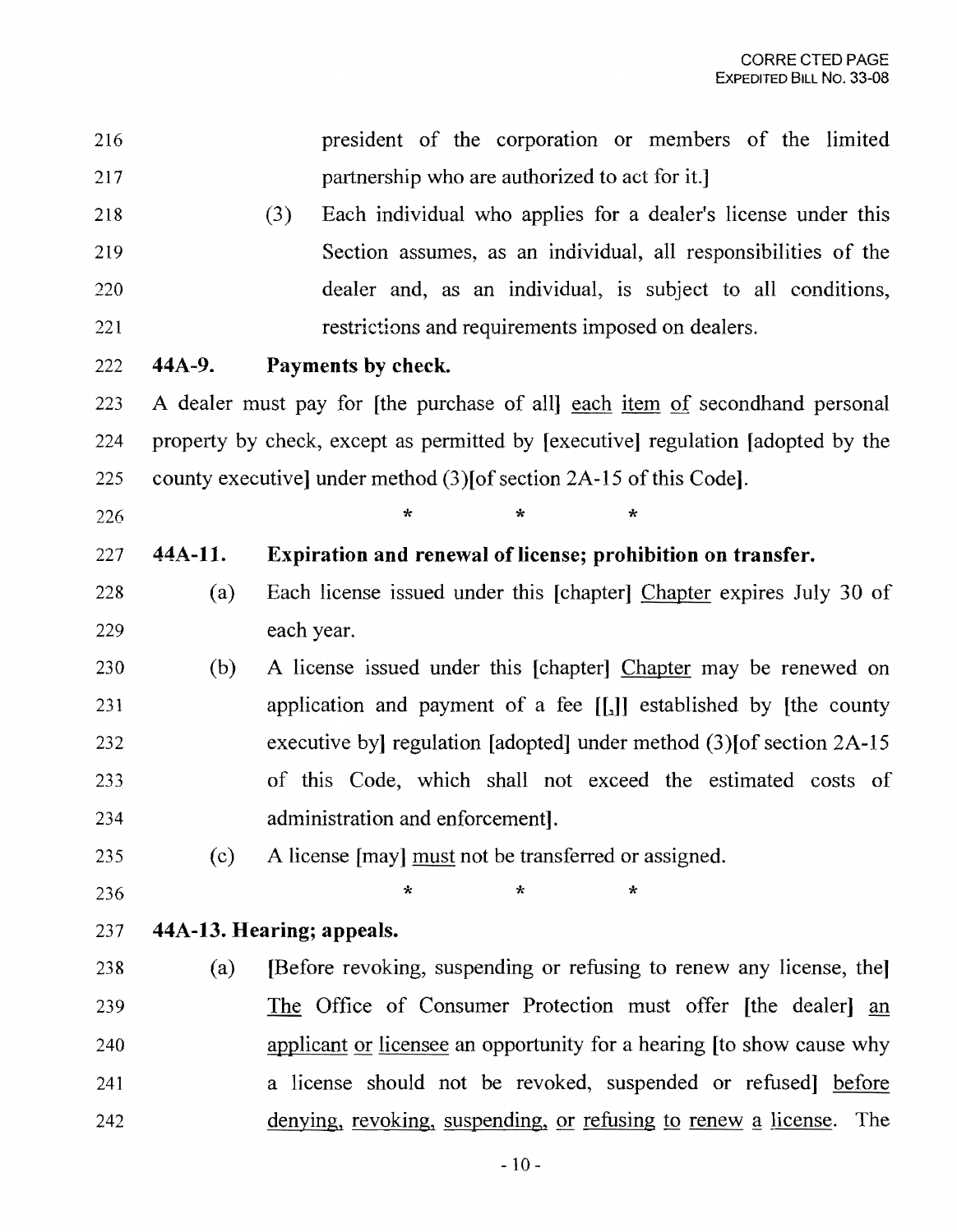president of the corporation or members of the limited partnership who are authorized to act for it.]

(3) Each individual who applies for a dealer's license under this Section assumes, as an individual, all responsibilities of the dealer and, as an individual, is subject to all conditions, restrictions and requirements imposed on dealers.

**44A-9. Payments by check.**

A dealer must pay for [the purchase of all] each item of secondhand personal property by check, except as permitted by [executive] regulation [adopted by the county executive] under method (3)[of section 2A-15 of this Code].

\* \* \*

**44A-11. Expiration and renewal of license; prohibition on transfer.**

(a) Each license issued under this [chapter] Chapter expires July 30 of each year.

(b) A license issued under this [chapter] Chapter may be renewed on application and payment of a fee [[,]] established by [the county executive by] regulation [adopted] under method (3)[of section 2A-15 of this Code, which shall not exceed the estimated costs of administration and enforcement].

(c) A license [may] must not be transferred or assigned.

\* \* \*

**44A-13. Hearing; appeals.**

(a) [Before revoking, suspending or refusing to renew any license, the] The Office of Consumer Protection must offer [the dealer] an applicant or licensee an opportunity for a hearing [to show cause why a license should not be revoked, suspended or refused] before denying, revoking, suspending, or refusing to renew a license. The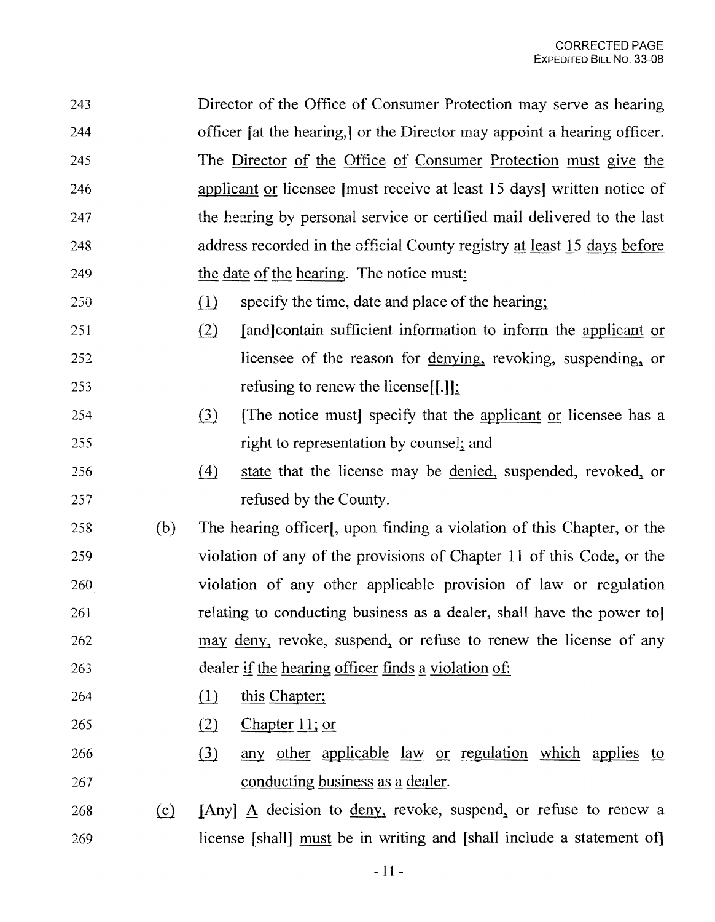243 Director of the Office of Consumer Protection may serve as hearing
244 officer [at the hearing,] or the Director may appoint a hearing officer.
245 The <u>Director of the Office of Consumer Protection must give the</u>
246 <u>applicant or</u> licensee [must receive at least 15 days] written notice of
247 the hearing by personal service or certified mail delivered to the last
248 address recorded in the official County registry <u>at least 15 days before</u>
249 <u>the date of the hearing</u>. The notice must<u>:</u>

250 <u>(1)</u> specify the time, date and place of the hearing<u>;</u>

251 <u>(2)</u> [and]contain sufficient information to inform the <u>applicant or</u>
252 licensee of the reason for <u>denying,</u> revoking, suspending<u>,</u> or
253 refusing to renew the license[[.]]<u>;</u>

254 <u>(3)</u> [The notice must] specify that the <u>applicant or</u> licensee has a
255 right to representation by counsel<u>;</u> and

256 <u>(4)</u> <u>state</u> that the license may be <u>denied,</u> suspended, revoked<u>,</u> or
257 refused by the County.

258 (b) The hearing officer[, upon finding a violation of this Chapter, or the
259 violation of any of the provisions of Chapter 11 of this Code, or the
260 violation of any other applicable provision of law or regulation
261 relating to conducting business as a dealer, shall have the power to]
262 <u>may</u> <u>deny,</u> revoke, suspend<u>,</u> or refuse to renew the license of any
263 dealer <u>if the hearing officer finds a violation of:</u>

264 <u>(1)</u> <u>this Chapter;</u>

265 <u>(2)</u> <u>Chapter 11; or</u>

266 <u>(3)</u> <u>any other applicable law or regulation which applies to</u>
267 <u>conducting business as a dealer</u>.

268 <u>(c)</u> [Any] <u>A</u> decision to <u>deny,</u> revoke, suspend<u>,</u> or refuse to renew a
269 license [shall] <u>must</u> be in writing and [shall include a statement of]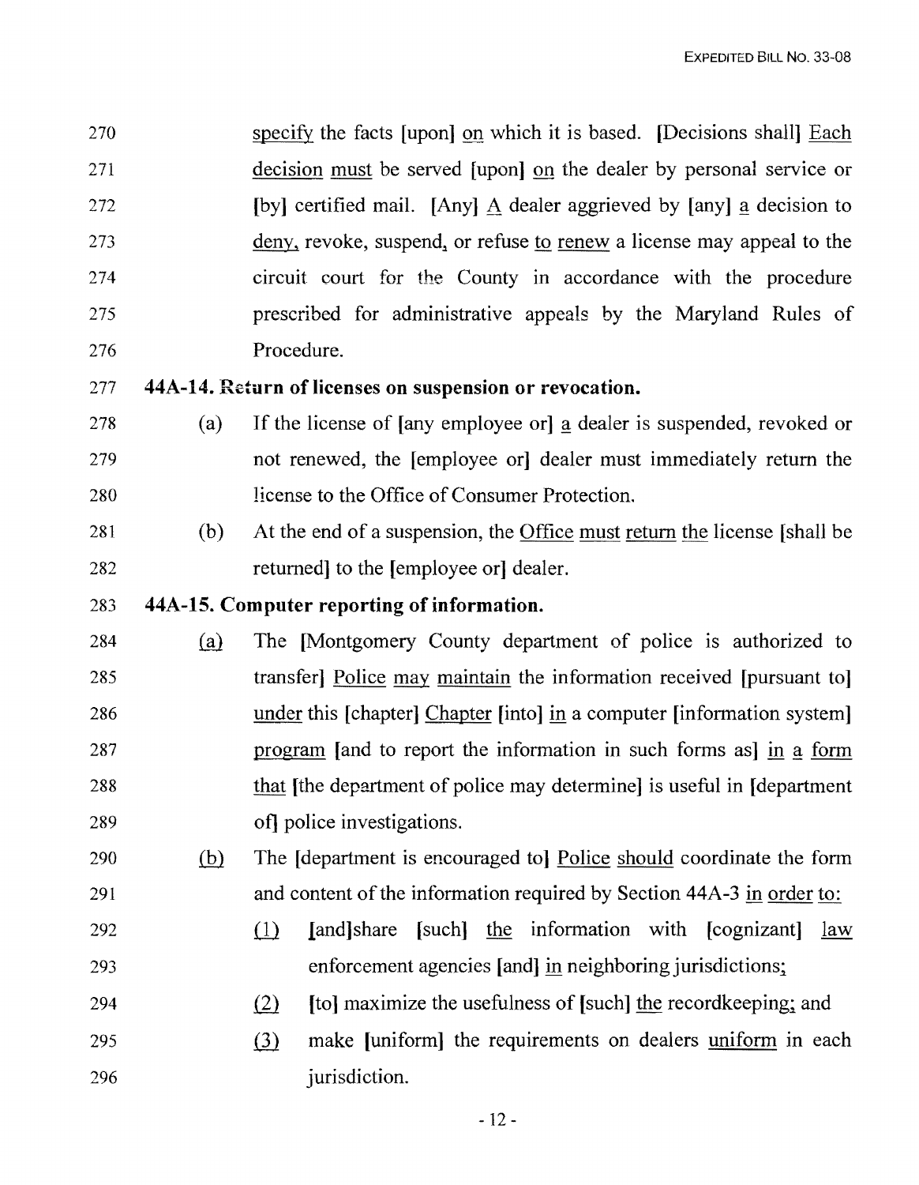270 specify the facts [upon] on which it is based. [Decisions shall] Each

271 decision must be served [upon] on the dealer by personal service or

272 [by] certified mail. [Any] A dealer aggrieved by [any] a decision to

273 deny, revoke, suspend, or refuse to renew a license may appeal to the

274 circuit court for the County in accordance with the procedure

275 prescribed for administrative appeals by the Maryland Rules of

276 Procedure.

277 **44A-14. Return of licenses on suspension or revocation.**

278 (a) If the license of [any employee or] a dealer is suspended, revoked or

279 not renewed, the [employee or] dealer must immediately return the

280 license to the Office of Consumer Protection.

281 (b) At the end of a suspension, the Office must return the license [shall be

282 returned] to the [employee or] dealer.

283 **44A-15. Computer reporting of information.**

284 (a) The [Montgomery County department of police is authorized to

285 transfer] Police may maintain the information received [pursuant to]

286 under this [chapter] Chapter [into] in a computer [information system]

287 program [and to report the information in such forms as] in a form

288 that [the department of police may determine] is useful in [department

289 of] police investigations.

290 (b) The [department is encouraged to] Police should coordinate the form

291 and content of the information required by Section 44A-3 in order to:

292 (1) [and]share [such] the information with [cognizant] law

293 enforcement agencies [and] in neighboring jurisdictions;

294 (2) [to] maximize the usefulness of [such] the recordkeeping; and

295 (3) make [uniform] the requirements on dealers uniform in each

296 jurisdiction.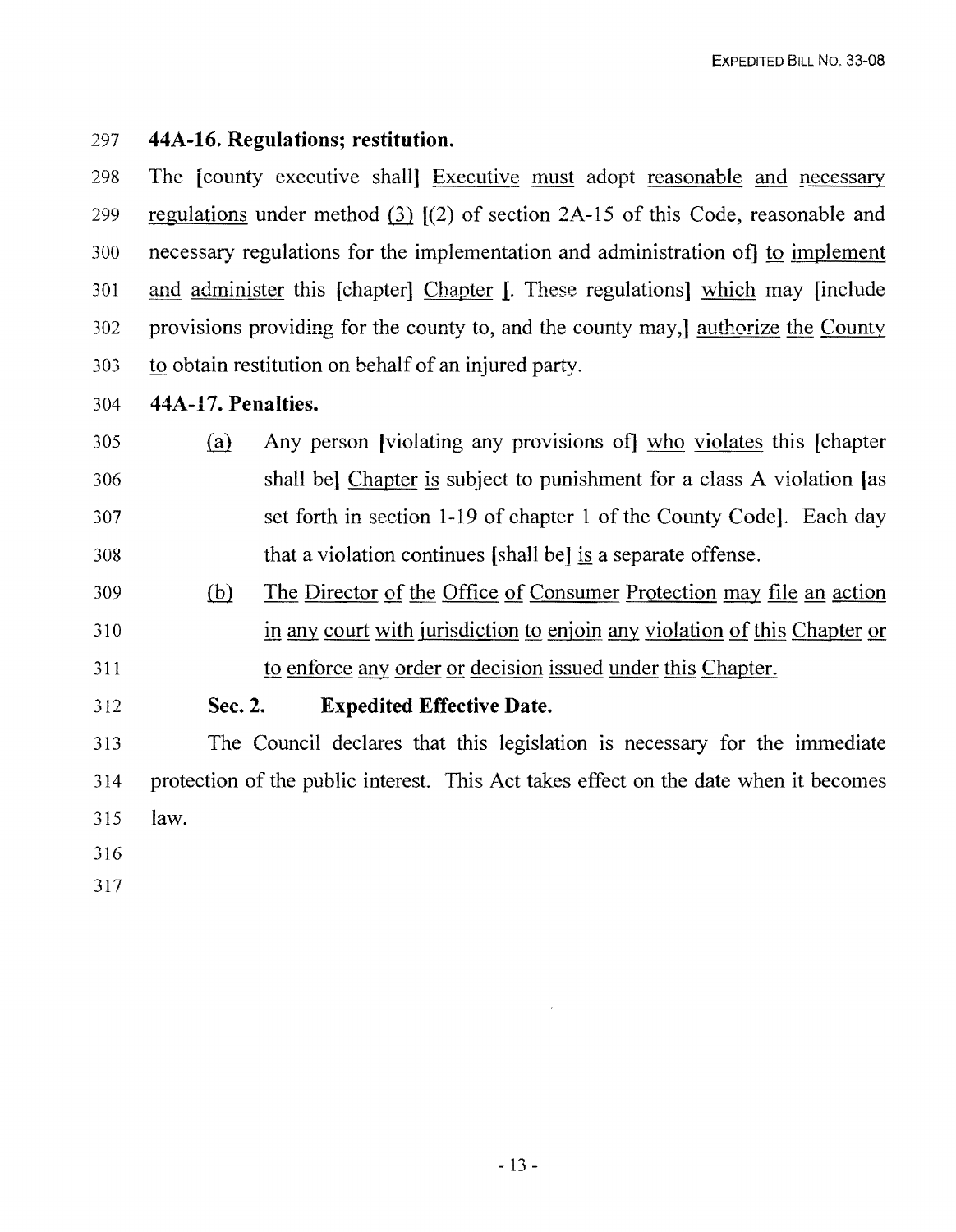297 **44A-16. Regulations; restitution.**

298 The [county executive shall] Executive must adopt reasonable and necessary
299 regulations under method (3) [(2) of section 2A-15 of this Code, reasonable and
300 necessary regulations for the implementation and administration of] to implement
301 and administer this [chapter] Chapter [. These regulations] which may [include
302 provisions providing for the county to, and the county may,] authorize the County
303 to obtain restitution on behalf of an injured party.

304 **44A-17. Penalties.**

305 (a) Any person [violating any provisions of] who violates this [chapter
306 shall be] Chapter is subject to punishment for a class A violation [as
307 set forth in section 1-19 of chapter 1 of the County Code]. Each day
308 that a violation continues [shall be] is a separate offense.

309 (b) The Director of the Office of Consumer Protection may file an action
310 in any court with jurisdiction to enjoin any violation of this Chapter or
311 to enforce any order or decision issued under this Chapter.

312 **Sec. 2. Expedited Effective Date.**

313 The Council declares that this legislation is necessary for the immediate
314 protection of the public interest. This Act takes effect on the date when it becomes
315 law.

316

317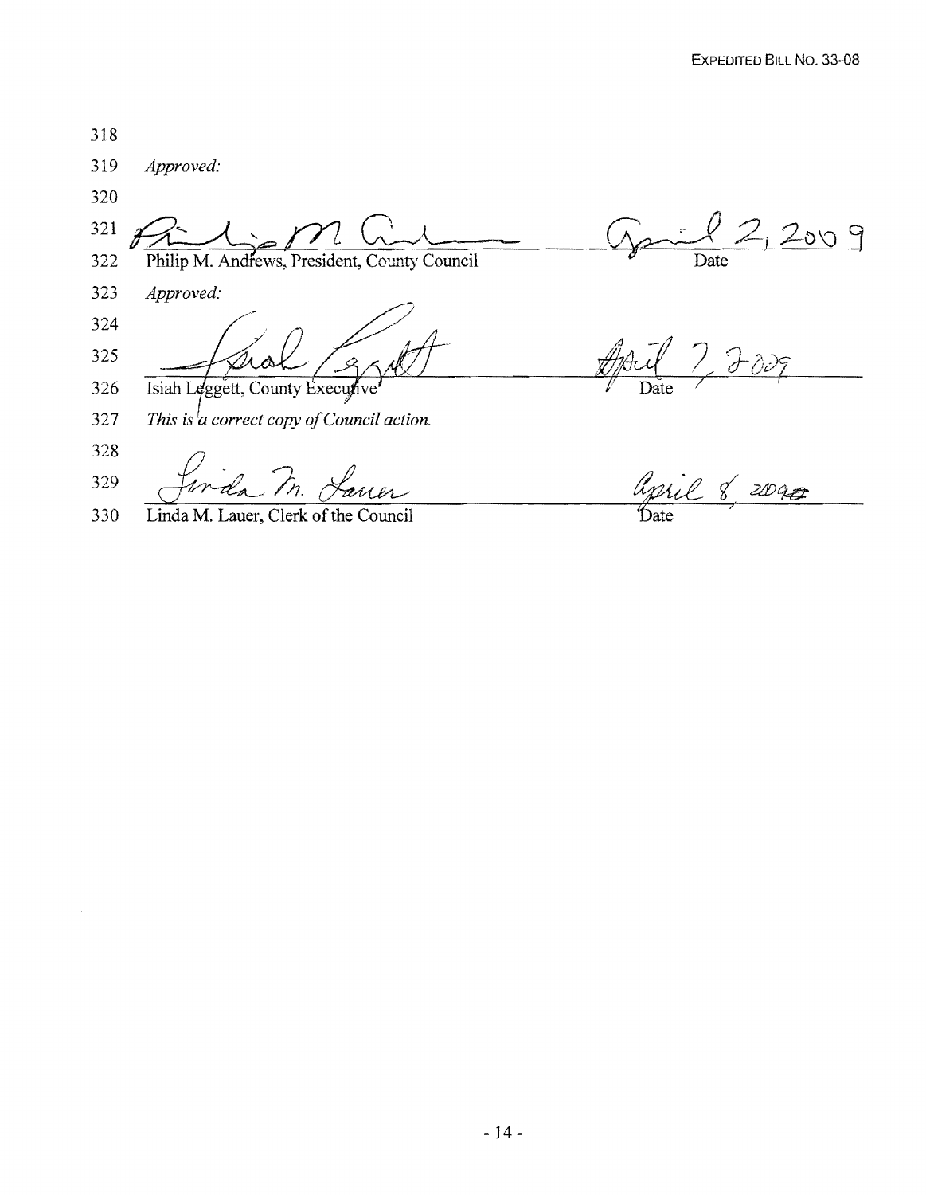318

319 *Approved:*

320

321 April 2, 2009

322 Philip M. Andrews, President, County Council Date

323 *Approved:*

324

325 April 7, 2009

326 Isiah Leggett, County Executive Date

327 *This is a correct copy of Council action.*

328

329 April 8, 2009

330 Linda M. Lauer, Clerk of the Council Date